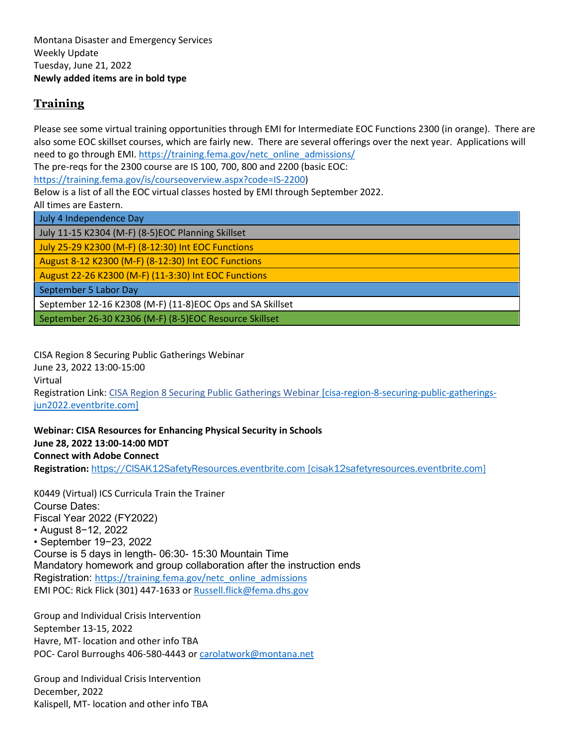Montana Disaster and Emergency Services
Weekly Update
Tuesday, June 21, 2022
**Newly added items are in bold type**

## Training

Please see some virtual training opportunities through EMI for Intermediate EOC Functions 2300 (in orange). There are also some EOC skillset courses, which are fairly new. There are several offerings over the next year. Applications will need to go through EMI. https://training.fema.gov/netc_online_admissions/
The pre-reqs for the 2300 course are IS 100, 700, 800 and 2200 (basic EOC: https://training.fema.gov/is/courseoverview.aspx?code=IS-2200)
Below is a list of all the EOC virtual classes hosted by EMI through September 2022.
All times are Eastern.

| |
|---|
| July 4 Independence Day |
| July 11-15 K2304 (M-F) (8-5)EOC Planning Skillset |
| July 25-29 K2300 (M-F) (8-12:30) Int EOC Functions |
| August 8-12 K2300 (M-F) (8-12:30) Int EOC Functions |
| August 22-26 K2300 (M-F) (11-3:30) Int EOC Functions |
| September 5 Labor Day |
| September 12-16 K2308 (M-F) (11-8)EOC Ops and SA Skillset |
| September 26-30 K2306 (M-F) (8-5)EOC Resource Skillset |

CISA Region 8 Securing Public Gatherings Webinar
June 23, 2022 13:00-15:00
Virtual
Registration Link: CISA Region 8 Securing Public Gatherings Webinar [cisa-region-8-securing-public-gatherings-jun2022.eventbrite.com]

**Webinar: CISA Resources for Enhancing Physical Security in Schools**
**June 28, 2022 13:00-14:00 MDT**
**Connect with Adobe Connect**
**Registration:** https://CISAK12SafetyResources.eventbrite.com [cisak12safetyresources.eventbrite.com]

K0449 (Virtual) ICS Curricula Train the Trainer
Course Dates:
Fiscal Year 2022 (FY2022)
- August 8−12, 2022
- September 19−23, 2022

Course is 5 days in length- 06:30- 15:30 Mountain Time
Mandatory homework and group collaboration after the instruction ends
Registration: https://training.fema.gov/netc_online_admissions
EMI POC: Rick Flick (301) 447-1633 or Russell.flick@fema.dhs.gov

Group and Individual Crisis Intervention
September 13-15, 2022
Havre, MT- location and other info TBA
POC- Carol Burroughs 406-580-4443 or carolatwork@montana.net

Group and Individual Crisis Intervention
December, 2022
Kalispell, MT- location and other info TBA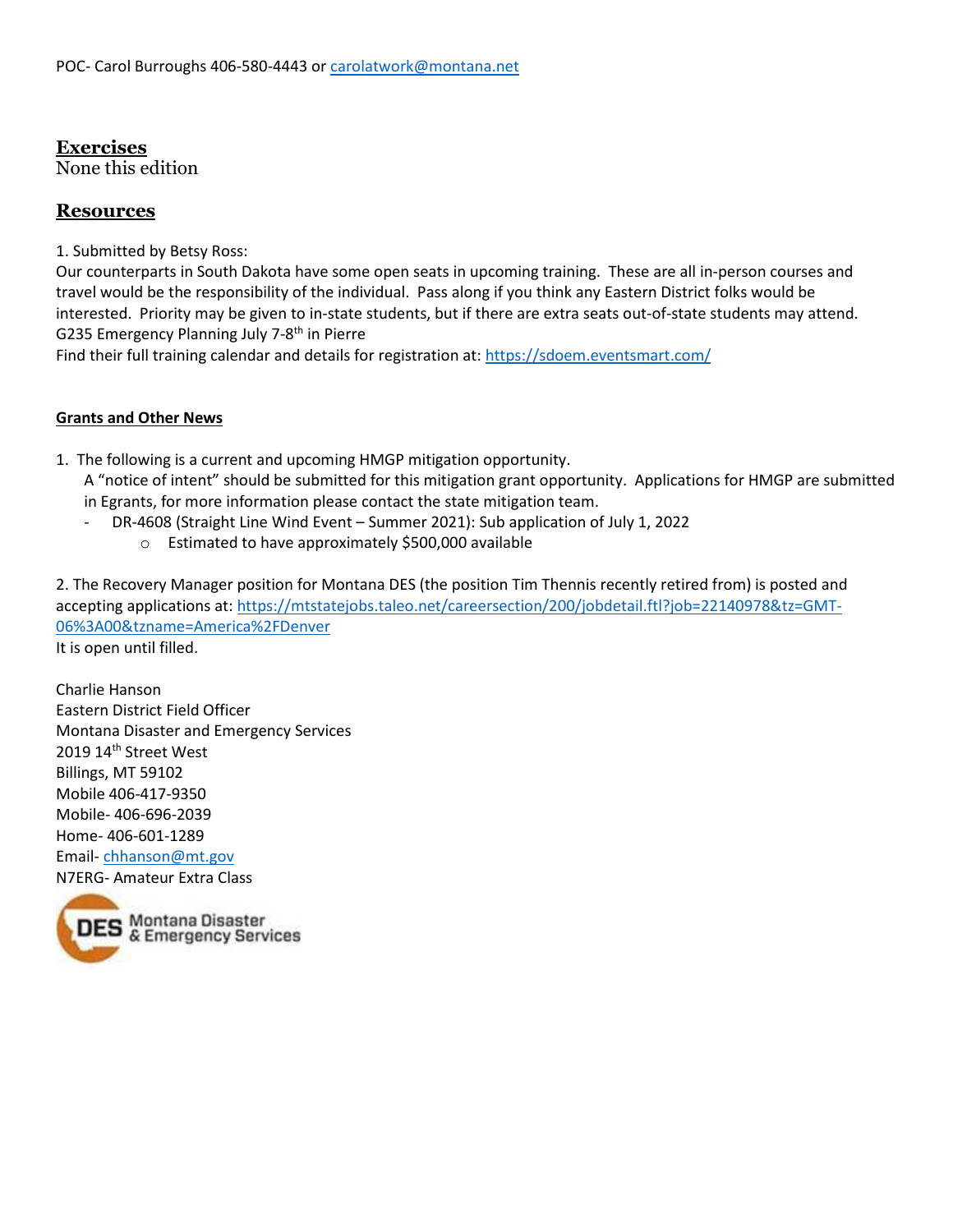POC- Carol Burroughs 406-580-4443 or carolatwork@montana.net

## Exercises

None this edition

## Resources

1. Submitted by Betsy Ross:
Our counterparts in South Dakota have some open seats in upcoming training. These are all in-person courses and travel would be the responsibility of the individual. Pass along if you think any Eastern District folks would be interested. Priority may be given to in-state students, but if there are extra seats out-of-state students may attend.
G235 Emergency Planning July 7-8th in Pierre
Find their full training calendar and details for registration at: https://sdoem.eventsmart.com/

**Grants and Other News**

1. The following is a current and upcoming HMGP mitigation opportunity.
   A "notice of intent" should be submitted for this mitigation grant opportunity. Applications for HMGP are submitted in Egrants, for more information please contact the state mitigation team.
   - DR-4608 (Straight Line Wind Event – Summer 2021): Sub application of July 1, 2022
     - Estimated to have approximately $500,000 available

2. The Recovery Manager position for Montana DES (the position Tim Thennis recently retired from) is posted and accepting applications at: https://mtstatejobs.taleo.net/careersection/200/jobdetail.ftl?job=22140978&tz=GMT-06%3A00&tzname=America%2FDenver
It is open until filled.

Charlie Hanson
Eastern District Field Officer
Montana Disaster and Emergency Services
2019 14th Street West
Billings, MT 59102
Mobile 406-417-9350
Mobile- 406-696-2039
Home- 406-601-1289
Email- chhanson@mt.gov
N7ERG- Amateur Extra Class

DES Montana Disaster & Emergency Services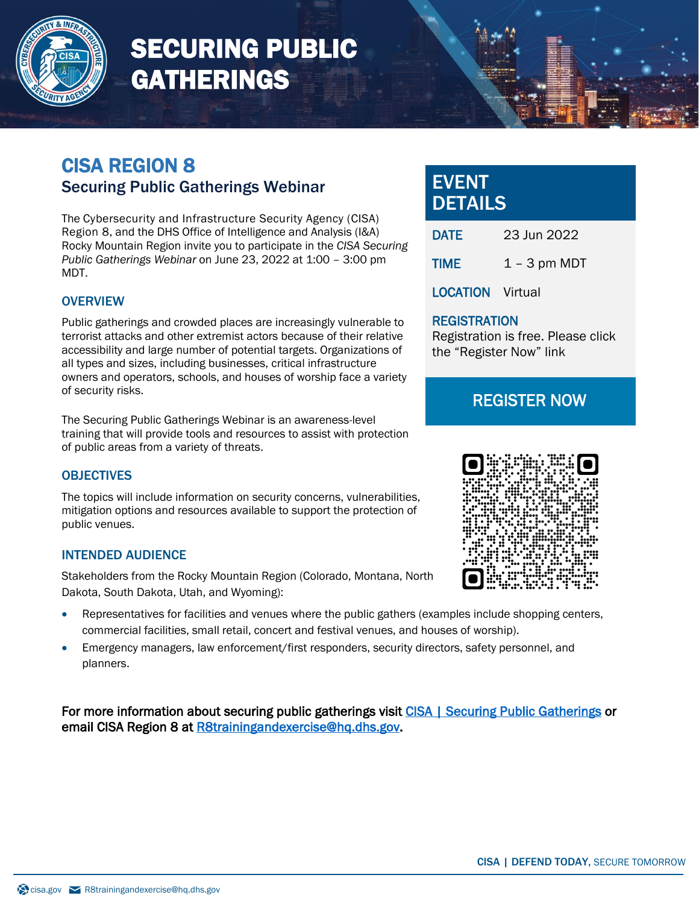# SECURING PUBLIC GATHERINGS

## CISA REGION 8

### Securing Public Gatherings Webinar

The Cybersecurity and Infrastructure Security Agency (CISA) Region 8, and the DHS Office of Intelligence and Analysis (I&A) Rocky Mountain Region invite you to participate in the *CISA Securing Public Gatherings Webinar* on June 23, 2022 at 1:00 – 3:00 pm MDT.

### OVERVIEW

Public gatherings and crowded places are increasingly vulnerable to terrorist attacks and other extremist actors because of their relative accessibility and large number of potential targets. Organizations of all types and sizes, including businesses, critical infrastructure owners and operators, schools, and houses of worship face a variety of security risks.

The Securing Public Gatherings Webinar is an awareness-level training that will provide tools and resources to assist with protection of public areas from a variety of threats.

### OBJECTIVES

The topics will include information on security concerns, vulnerabilities, mitigation options and resources available to support the protection of public venues.

### INTENDED AUDIENCE

Stakeholders from the Rocky Mountain Region (Colorado, Montana, North Dakota, South Dakota, Utah, and Wyoming):

- Representatives for facilities and venues where the public gathers (examples include shopping centers, commercial facilities, small retail, concert and festival venues, and houses of worship).
- Emergency managers, law enforcement/first responders, security directors, safety personnel, and planners.

## EVENT DETAILS

| | |
|---|---|
| **DATE** | 23 Jun 2022 |
| **TIME** | 1 – 3 pm MDT |
| **LOCATION** | Virtual |

**REGISTRATION**

Registration is free. Please click the “Register Now” link

**REGISTER NOW**

**For more information about securing public gatherings visit [CISA | Securing Public Gatherings] or email CISA Region 8 at [R8trainingandexercise@hq.dhs.gov].**

**CISA | DEFEND TODAY,** SECURE TOMORROW

cisa.gov R8trainingandexercise@hq.dhs.gov